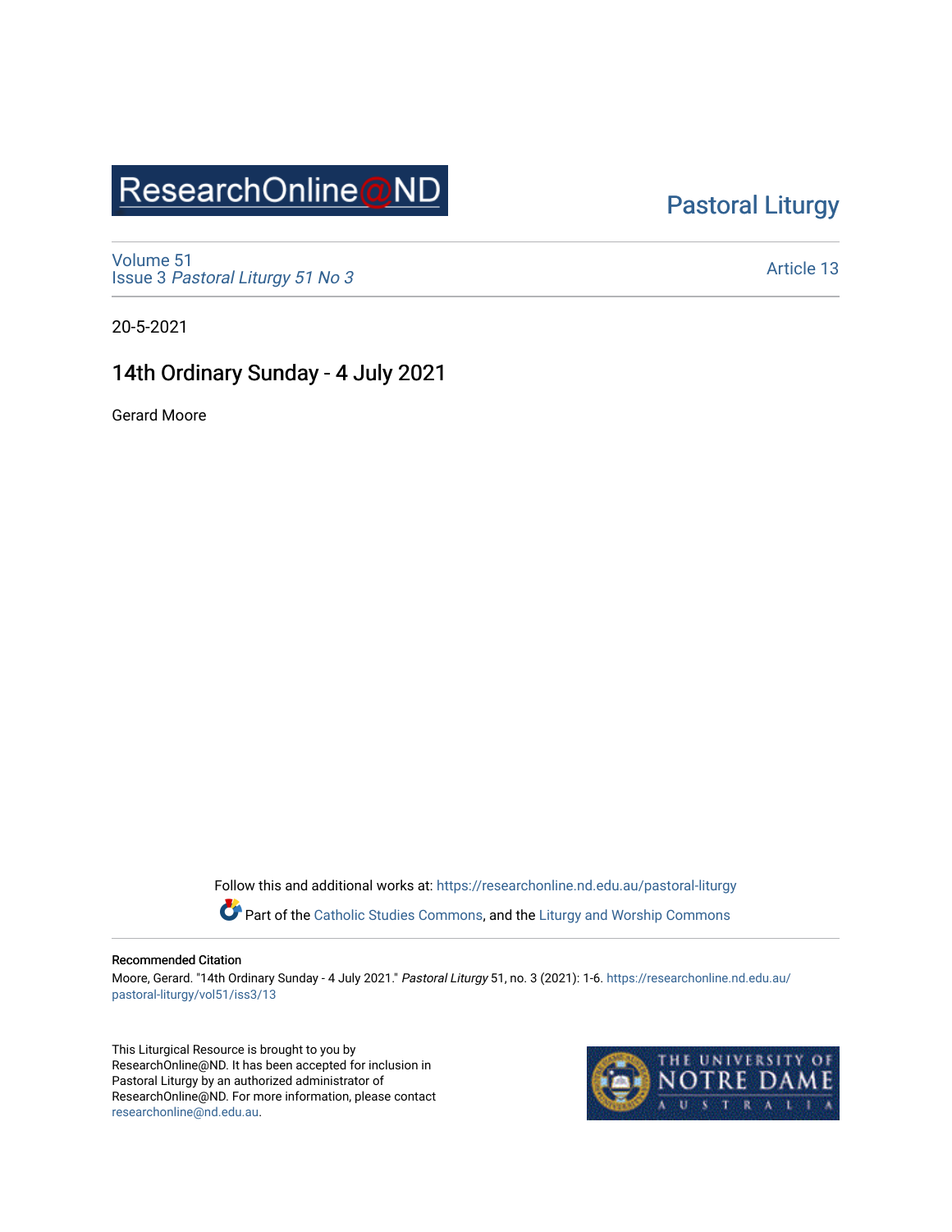ResearchOnline@ND

Pastoral Liturgy

Volume 51
Issue 3 *Pastoral Liturgy 51 No 3*

Article 13

20-5-2021

# 14th Ordinary Sunday - 4 July 2021

Gerard Moore

Follow this and additional works at: https://researchonline.nd.edu.au/pastoral-liturgy

Part of the Catholic Studies Commons, and the Liturgy and Worship Commons

**Recommended Citation**
Moore, Gerard. "14th Ordinary Sunday - 4 July 2021." *Pastoral Liturgy* 51, no. 3 (2021): 1-6. https://researchonline.nd.edu.au/pastoral-liturgy/vol51/iss3/13

This Liturgical Resource is brought to you by ResearchOnline@ND. It has been accepted for inclusion in Pastoral Liturgy by an authorized administrator of ResearchOnline@ND. For more information, please contact researchonline@nd.edu.au.

THE UNIVERSITY OF NOTRE DAME AUSTRALIA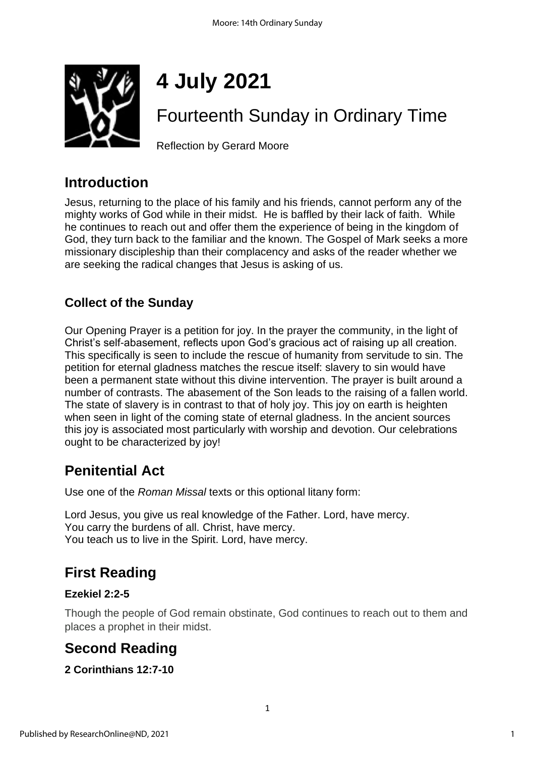# 4 July 2021

## Fourteenth Sunday in Ordinary Time

Reflection by Gerard Moore

## Introduction

Jesus, returning to the place of his family and his friends, cannot perform any of the mighty works of God while in their midst. He is baffled by their lack of faith. While he continues to reach out and offer them the experience of being in the kingdom of God, they turn back to the familiar and the known. The Gospel of Mark seeks a more missionary discipleship than their complacency and asks of the reader whether we are seeking the radical changes that Jesus is asking of us.

### Collect of the Sunday

Our Opening Prayer is a petition for joy. In the prayer the community, in the light of Christ's self-abasement, reflects upon God's gracious act of raising up all creation. This specifically is seen to include the rescue of humanity from servitude to sin. The petition for eternal gladness matches the rescue itself: slavery to sin would have been a permanent state without this divine intervention. The prayer is built around a number of contrasts. The abasement of the Son leads to the raising of a fallen world. The state of slavery is in contrast to that of holy joy. This joy on earth is heighten when seen in light of the coming state of eternal gladness. In the ancient sources this joy is associated most particularly with worship and devotion. Our celebrations ought to be characterized by joy!

## Penitential Act

Use one of the *Roman Missal* texts or this optional litany form:

Lord Jesus, you give us real knowledge of the Father. Lord, have mercy.
You carry the burdens of all. Christ, have mercy.
You teach us to live in the Spirit. Lord, have mercy.

## First Reading

### Ezekiel 2:2-5

Though the people of God remain obstinate, God continues to reach out to them and places a prophet in their midst.

## Second Reading

### 2 Corinthians 12:7-10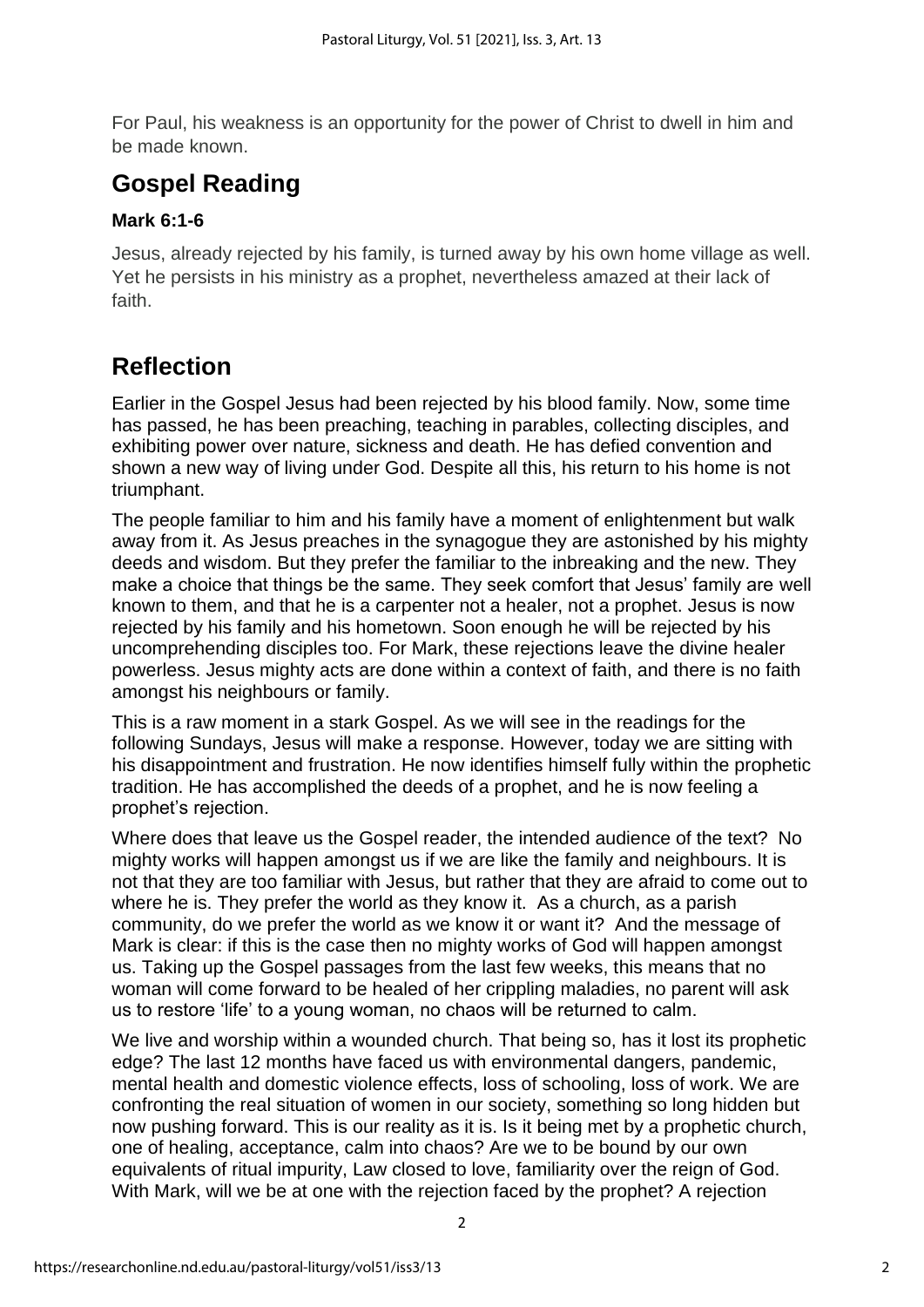For Paul, his weakness is an opportunity for the power of Christ to dwell in him and be made known.

## Gospel Reading

### Mark 6:1-6

Jesus, already rejected by his family, is turned away by his own home village as well. Yet he persists in his ministry as a prophet, nevertheless amazed at their lack of faith.

## Reflection

Earlier in the Gospel Jesus had been rejected by his blood family. Now, some time has passed, he has been preaching, teaching in parables, collecting disciples, and exhibiting power over nature, sickness and death. He has defied convention and shown a new way of living under God. Despite all this, his return to his home is not triumphant.

The people familiar to him and his family have a moment of enlightenment but walk away from it. As Jesus preaches in the synagogue they are astonished by his mighty deeds and wisdom. But they prefer the familiar to the inbreaking and the new. They make a choice that things be the same. They seek comfort that Jesus' family are well known to them, and that he is a carpenter not a healer, not a prophet. Jesus is now rejected by his family and his hometown. Soon enough he will be rejected by his uncomprehending disciples too. For Mark, these rejections leave the divine healer powerless. Jesus mighty acts are done within a context of faith, and there is no faith amongst his neighbours or family.

This is a raw moment in a stark Gospel. As we will see in the readings for the following Sundays, Jesus will make a response. However, today we are sitting with his disappointment and frustration. He now identifies himself fully within the prophetic tradition. He has accomplished the deeds of a prophet, and he is now feeling a prophet's rejection.

Where does that leave us the Gospel reader, the intended audience of the text? No mighty works will happen amongst us if we are like the family and neighbours. It is not that they are too familiar with Jesus, but rather that they are afraid to come out to where he is. They prefer the world as they know it. As a church, as a parish community, do we prefer the world as we know it or want it? And the message of Mark is clear: if this is the case then no mighty works of God will happen amongst us. Taking up the Gospel passages from the last few weeks, this means that no woman will come forward to be healed of her crippling maladies, no parent will ask us to restore 'life' to a young woman, no chaos will be returned to calm.

We live and worship within a wounded church. That being so, has it lost its prophetic edge? The last 12 months have faced us with environmental dangers, pandemic, mental health and domestic violence effects, loss of schooling, loss of work. We are confronting the real situation of women in our society, something so long hidden but now pushing forward. This is our reality as it is. Is it being met by a prophetic church, one of healing, acceptance, calm into chaos? Are we to be bound by our own equivalents of ritual impurity, Law closed to love, familiarity over the reign of God. With Mark, will we be at one with the rejection faced by the prophet? A rejection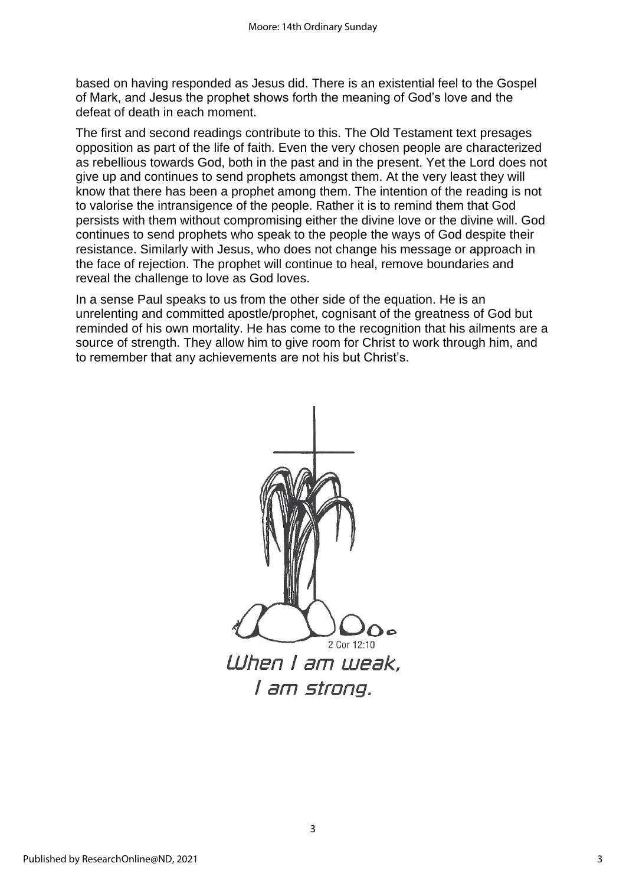based on having responded as Jesus did. There is an existential feel to the Gospel of Mark, and Jesus the prophet shows forth the meaning of God's love and the defeat of death in each moment.

The first and second readings contribute to this. The Old Testament text presages opposition as part of the life of faith. Even the very chosen people are characterized as rebellious towards God, both in the past and in the present. Yet the Lord does not give up and continues to send prophets amongst them. At the very least they will know that there has been a prophet among them. The intention of the reading is not to valorise the intransigence of the people. Rather it is to remind them that God persists with them without compromising either the divine love or the divine will. God continues to send prophets who speak to the people the ways of God despite their resistance. Similarly with Jesus, who does not change his message or approach in the face of rejection. The prophet will continue to heal, remove boundaries and reveal the challenge to love as God loves.

In a sense Paul speaks to us from the other side of the equation. He is an unrelenting and committed apostle/prophet, cognisant of the greatness of God but reminded of his own mortality. He has come to the recognition that his ailments are a source of strength. They allow him to give room for Christ to work through him, and to remember that any achievements are not his but Christ's.

2 Cor 12:10

*When I am weak,*
*I am strong.*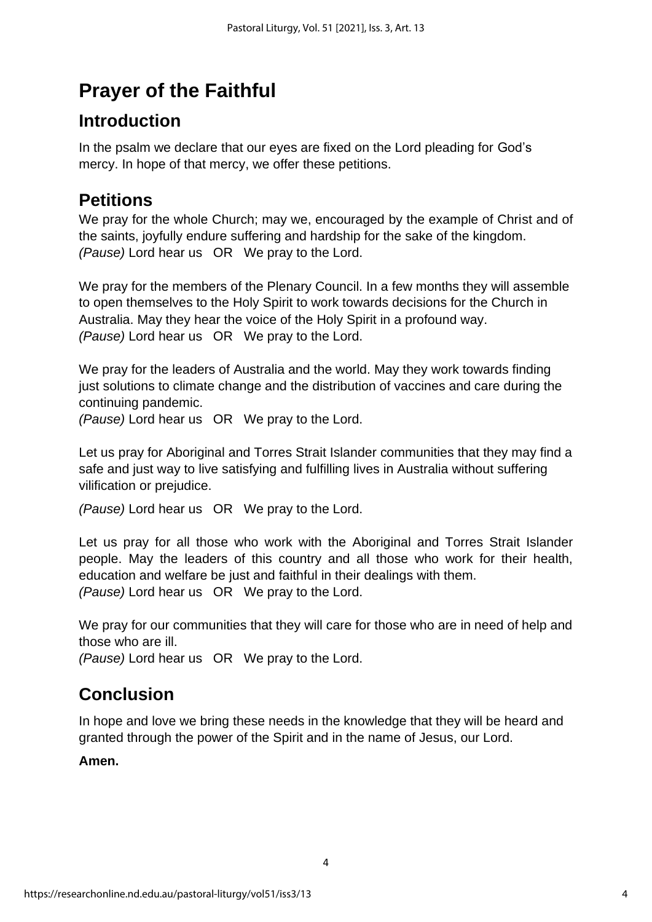# Prayer of the Faithful

## Introduction

In the psalm we declare that our eyes are fixed on the Lord pleading for God's mercy. In hope of that mercy, we offer these petitions.

## Petitions

We pray for the whole Church; may we, encouraged by the example of Christ and of the saints, joyfully endure suffering and hardship for the sake of the kingdom.
*(Pause)* Lord hear us OR We pray to the Lord.

We pray for the members of the Plenary Council. In a few months they will assemble to open themselves to the Holy Spirit to work towards decisions for the Church in Australia. May they hear the voice of the Holy Spirit in a profound way.
*(Pause)* Lord hear us OR We pray to the Lord.

We pray for the leaders of Australia and the world. May they work towards finding just solutions to climate change and the distribution of vaccines and care during the continuing pandemic.
*(Pause)* Lord hear us OR We pray to the Lord.

Let us pray for Aboriginal and Torres Strait Islander communities that they may find a safe and just way to live satisfying and fulfilling lives in Australia without suffering vilification or prejudice.

*(Pause)* Lord hear us OR We pray to the Lord.

Let us pray for all those who work with the Aboriginal and Torres Strait Islander people. May the leaders of this country and all those who work for their health, education and welfare be just and faithful in their dealings with them.
*(Pause)* Lord hear us OR We pray to the Lord.

We pray for our communities that they will care for those who are in need of help and those who are ill.
*(Pause)* Lord hear us OR We pray to the Lord.

## Conclusion

In hope and love we bring these needs in the knowledge that they will be heard and granted through the power of the Spirit and in the name of Jesus, our Lord.

**Amen.**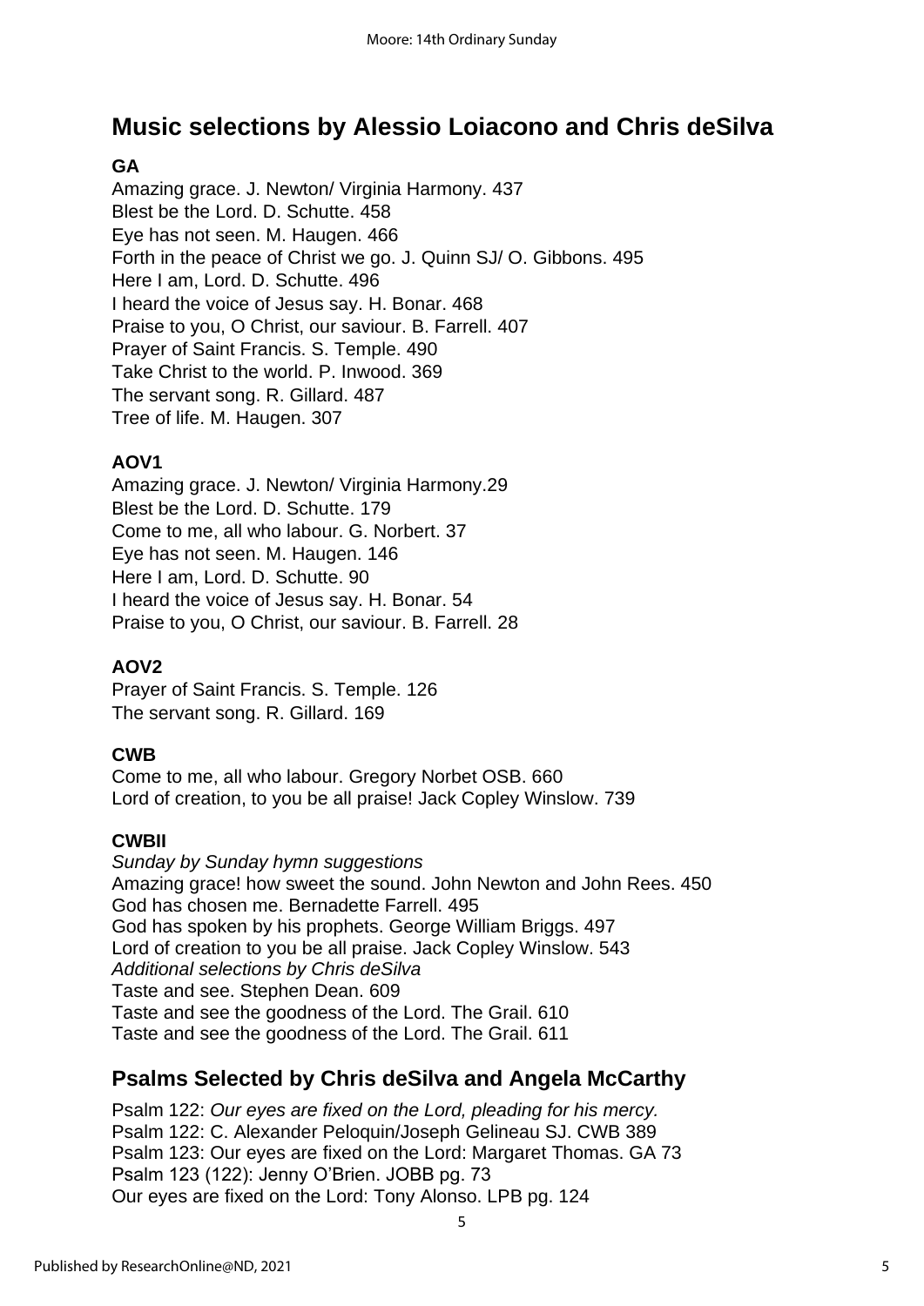## Music selections by Alessio Loiacono and Chris deSilva

**GA**

Amazing grace. J. Newton/ Virginia Harmony. 437
Blest be the Lord. D. Schutte. 458
Eye has not seen. M. Haugen. 466
Forth in the peace of Christ we go. J. Quinn SJ/ O. Gibbons. 495
Here I am, Lord. D. Schutte. 496
I heard the voice of Jesus say. H. Bonar. 468
Praise to you, O Christ, our saviour. B. Farrell. 407
Prayer of Saint Francis. S. Temple. 490
Take Christ to the world. P. Inwood. 369
The servant song. R. Gillard. 487
Tree of life. M. Haugen. 307

**AOV1**

Amazing grace. J. Newton/ Virginia Harmony.29
Blest be the Lord. D. Schutte. 179
Come to me, all who labour. G. Norbert. 37
Eye has not seen. M. Haugen. 146
Here I am, Lord. D. Schutte. 90
I heard the voice of Jesus say. H. Bonar. 54
Praise to you, O Christ, our saviour. B. Farrell. 28

**AOV2**

Prayer of Saint Francis. S. Temple. 126
The servant song. R. Gillard. 169

**CWB**

Come to me, all who labour. Gregory Norbet OSB. 660
Lord of creation, to you be all praise! Jack Copley Winslow. 739

**CWBII**

*Sunday by Sunday hymn suggestions*
Amazing grace! how sweet the sound. John Newton and John Rees. 450
God has chosen me. Bernadette Farrell. 495
God has spoken by his prophets. George William Briggs. 497
Lord of creation to you be all praise. Jack Copley Winslow. 543
*Additional selections by Chris deSilva*
Taste and see. Stephen Dean. 609
Taste and see the goodness of the Lord. The Grail. 610
Taste and see the goodness of the Lord. The Grail. 611

## Psalms Selected by Chris deSilva and Angela McCarthy

Psalm 122: *Our eyes are fixed on the Lord, pleading for his mercy.*
Psalm 122: C. Alexander Peloquin/Joseph Gelineau SJ. CWB 389
Psalm 123: Our eyes are fixed on the Lord: Margaret Thomas. GA 73
Psalm 123 (122): Jenny O'Brien. JOBB pg. 73
Our eyes are fixed on the Lord: Tony Alonso. LPB pg. 124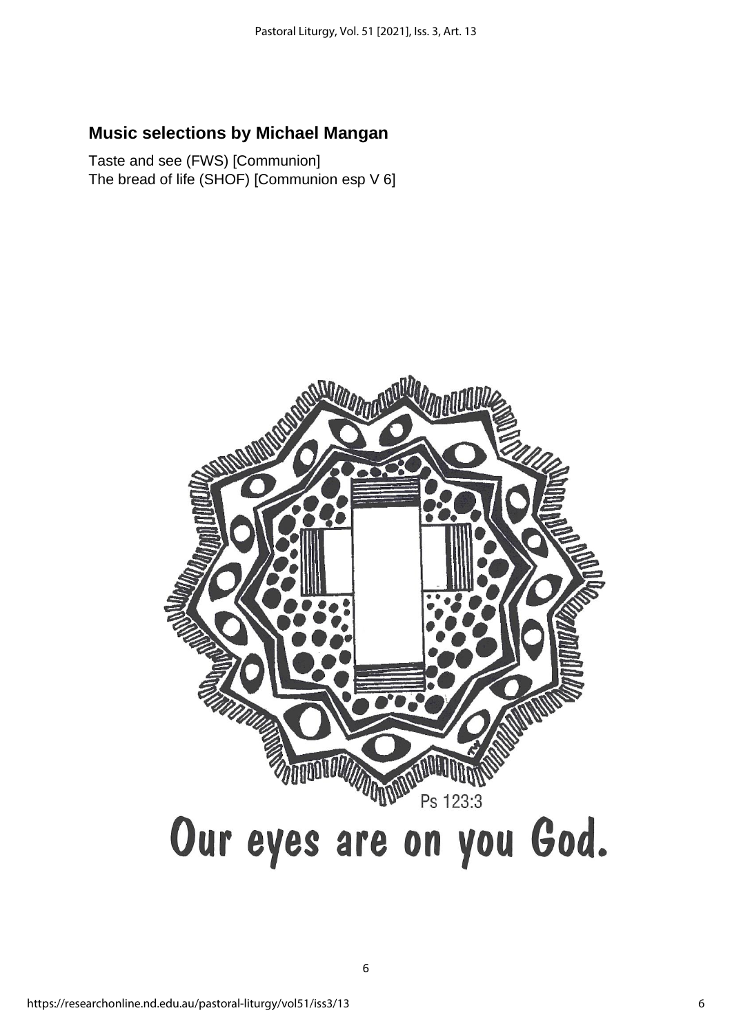### Music selections by Michael Mangan

Taste and see (FWS) [Communion]
The bread of life (SHOF) [Communion esp V 6]

Ps 123:3

Our eyes are on you God.